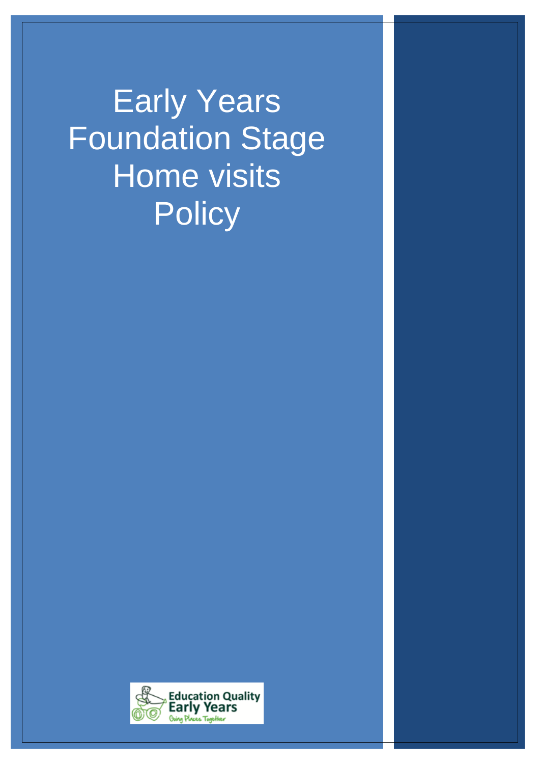# Early Years Foundation Stage Home visits Policy

Education Quality
Early Years
Going Places Together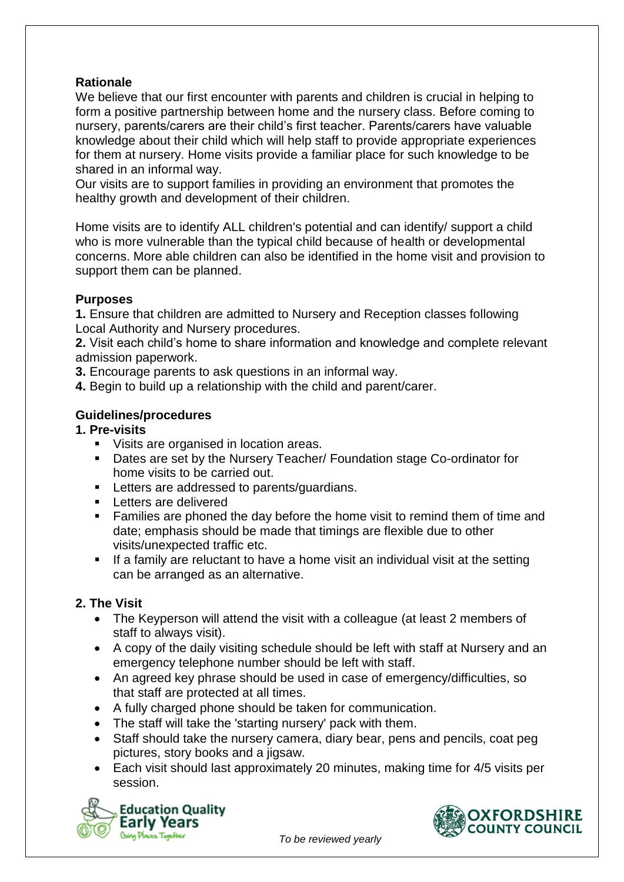**Rationale**

We believe that our first encounter with parents and children is crucial in helping to form a positive partnership between home and the nursery class. Before coming to nursery, parents/carers are their child's first teacher. Parents/carers have valuable knowledge about their child which will help staff to provide appropriate experiences for them at nursery. Home visits provide a familiar place for such knowledge to be shared in an informal way.

Our visits are to support families in providing an environment that promotes the healthy growth and development of their children.

Home visits are to identify ALL children's potential and can identify/ support a child who is more vulnerable than the typical child because of health or developmental concerns. More able children can also be identified in the home visit and provision to support them can be planned.

**Purposes**

**1.** Ensure that children are admitted to Nursery and Reception classes following Local Authority and Nursery procedures.

**2.** Visit each child's home to share information and knowledge and complete relevant admission paperwork.

**3.** Encourage parents to ask questions in an informal way.

**4.** Begin to build up a relationship with the child and parent/carer.

**Guidelines/procedures**

**1. Pre-visits**

- Visits are organised in location areas.
- Dates are set by the Nursery Teacher/ Foundation stage Co-ordinator for home visits to be carried out.
- Letters are addressed to parents/guardians.
- Letters are delivered
- Families are phoned the day before the home visit to remind them of time and date; emphasis should be made that timings are flexible due to other visits/unexpected traffic etc.
- If a family are reluctant to have a home visit an individual visit at the setting can be arranged as an alternative.

**2. The Visit**

- The Keyperson will attend the visit with a colleague (at least 2 members of staff to always visit).
- A copy of the daily visiting schedule should be left with staff at Nursery and an emergency telephone number should be left with staff.
- An agreed key phrase should be used in case of emergency/difficulties, so that staff are protected at all times.
- A fully charged phone should be taken for communication.
- The staff will take the 'starting nursery' pack with them.
- Staff should take the nursery camera, diary bear, pens and pencils, coat peg pictures, story books and a jigsaw.
- Each visit should last approximately 20 minutes, making time for 4/5 visits per session.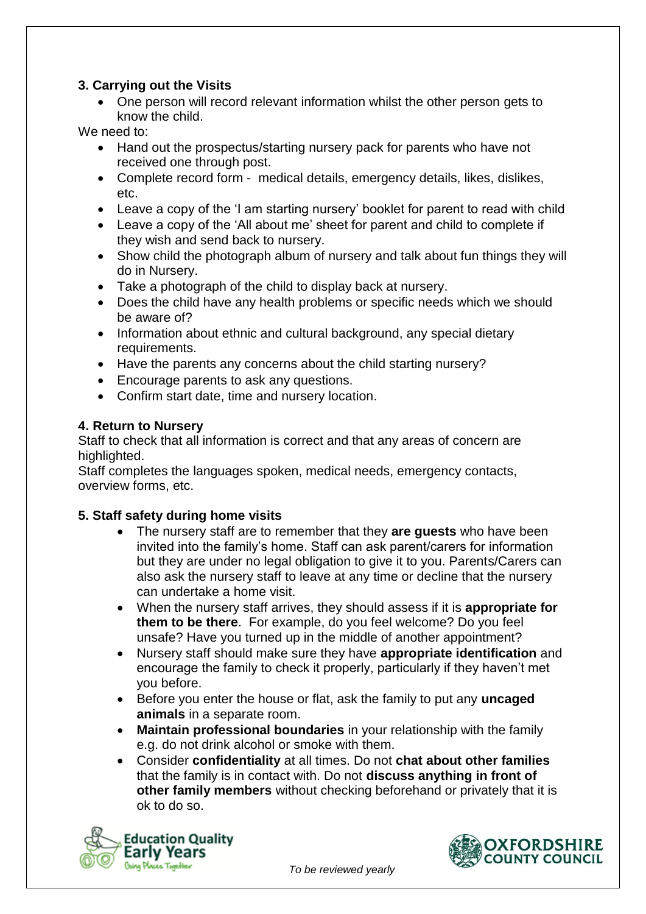### 3. Carrying out the Visits

- One person will record relevant information whilst the other person gets to know the child.

We need to:

- Hand out the prospectus/starting nursery pack for parents who have not received one through post.
- Complete record form - medical details, emergency details, likes, dislikes, etc.
- Leave a copy of the 'I am starting nursery' booklet for parent to read with child
- Leave a copy of the 'All about me' sheet for parent and child to complete if they wish and send back to nursery.
- Show child the photograph album of nursery and talk about fun things they will do in Nursery.
- Take a photograph of the child to display back at nursery.
- Does the child have any health problems or specific needs which we should be aware of?
- Information about ethnic and cultural background, any special dietary requirements.
- Have the parents any concerns about the child starting nursery?
- Encourage parents to ask any questions.
- Confirm start date, time and nursery location.

### 4. Return to Nursery

Staff to check that all information is correct and that any areas of concern are highlighted.

Staff completes the languages spoken, medical needs, emergency contacts, overview forms, etc.

### 5. Staff safety during home visits

- The nursery staff are to remember that they **are guests** who have been invited into the family's home. Staff can ask parent/carers for information but they are under no legal obligation to give it to you. Parents/Carers can also ask the nursery staff to leave at any time or decline that the nursery can undertake a home visit.
- When the nursery staff arrives, they should assess if it is **appropriate for them to be there**. For example, do you feel welcome? Do you feel unsafe? Have you turned up in the middle of another appointment?
- Nursery staff should make sure they have **appropriate identification** and encourage the family to check it properly, particularly if they haven't met you before.
- Before you enter the house or flat, ask the family to put any **uncaged animals** in a separate room.
- **Maintain professional boundaries** in your relationship with the family e.g. do not drink alcohol or smoke with them.
- Consider **confidentiality** at all times. Do not **chat about other families** that the family is in contact with. Do not **discuss anything in front of other family members** without checking beforehand or privately that it is ok to do so.